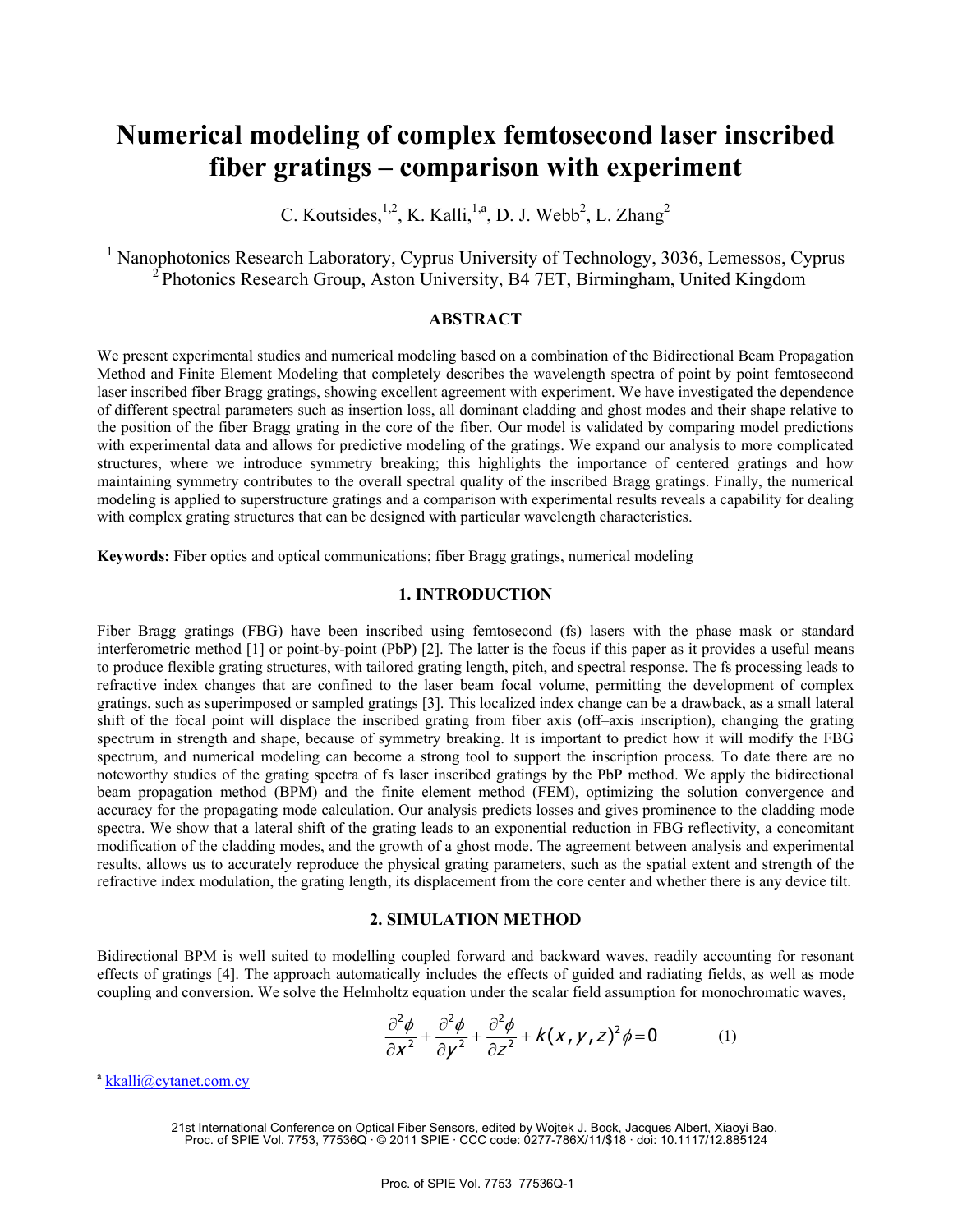# Numerical modeling of complex femtosecond laser inscribed fiber gratings – comparison with experiment

C. Koutsides,[1,2], K. Kalli,[1,a], D. J. Webb[2], L. Zhang[2]

[1] Nanophotonics Research Laboratory, Cyprus University of Technology, 3036, Lemessos, Cyprus
[2] Photonics Research Group, Aston University, B4 7ET, Birmingham, United Kingdom

## ABSTRACT

We present experimental studies and numerical modeling based on a combination of the Bidirectional Beam Propagation Method and Finite Element Modeling that completely describes the wavelength spectra of point by point femtosecond laser inscribed fiber Bragg gratings, showing excellent agreement with experiment. We have investigated the dependence of different spectral parameters such as insertion loss, all dominant cladding and ghost modes and their shape relative to the position of the fiber Bragg grating in the core of the fiber. Our model is validated by comparing model predictions with experimental data and allows for predictive modeling of the gratings. We expand our analysis to more complicated structures, where we introduce symmetry breaking; this highlights the importance of centered gratings and how maintaining symmetry contributes to the overall spectral quality of the inscribed Bragg gratings. Finally, the numerical modeling is applied to superstructure gratings and a comparison with experimental results reveals a capability for dealing with complex grating structures that can be designed with particular wavelength characteristics.

**Keywords:** Fiber optics and optical communications; fiber Bragg gratings, numerical modeling

## 1. INTRODUCTION

Fiber Bragg gratings (FBG) have been inscribed using femtosecond (fs) lasers with the phase mask or standard interferometric method [1] or point-by-point (PbP) [2]. The latter is the focus if this paper as it provides a useful means to produce flexible grating structures, with tailored grating length, pitch, and spectral response. The fs processing leads to refractive index changes that are confined to the laser beam focal volume, permitting the development of complex gratings, such as superimposed or sampled gratings [3]. This localized index change can be a drawback, as a small lateral shift of the focal point will displace the inscribed grating from fiber axis (off–axis inscription), changing the grating spectrum in strength and shape, because of symmetry breaking. It is important to predict how it will modify the FBG spectrum, and numerical modeling can become a strong tool to support the inscription process. To date there are no noteworthy studies of the grating spectra of fs laser inscribed gratings by the PbP method. We apply the bidirectional beam propagation method (BPM) and the finite element method (FEM), optimizing the solution convergence and accuracy for the propagating mode calculation. Our analysis predicts losses and gives prominence to the cladding mode spectra. We show that a lateral shift of the grating leads to an exponential reduction in FBG reflectivity, a concomitant modification of the cladding modes, and the growth of a ghost mode. The agreement between analysis and experimental results, allows us to accurately reproduce the physical grating parameters, such as the spatial extent and strength of the refractive index modulation, the grating length, its displacement from the core center and whether there is any device tilt.

## 2. SIMULATION METHOD

Bidirectional BPM is well suited to modelling coupled forward and backward waves, readily accounting for resonant effects of gratings [4]. The approach automatically includes the effects of guided and radiating fields, as well as mode coupling and conversion. We solve the Helmholtz equation under the scalar field assumption for monochromatic waves,

$$\frac{\partial^2 \phi}{\partial x^2} + \frac{\partial^2 \phi}{\partial y^2} + \frac{\partial^2 \phi}{\partial z^2} + k(x,y,z)^2 \phi = 0 \qquad (1)$$

[a] kkalli@cytanet.com.cy

21st International Conference on Optical Fiber Sensors, edited by Wojtek J. Bock, Jacques Albert, Xiaoyi Bao, Proc. of SPIE Vol. 7753, 77536Q · © 2011 SPIE · CCC code: 0277-786X/11/$18 · doi: 10.1117/12.885124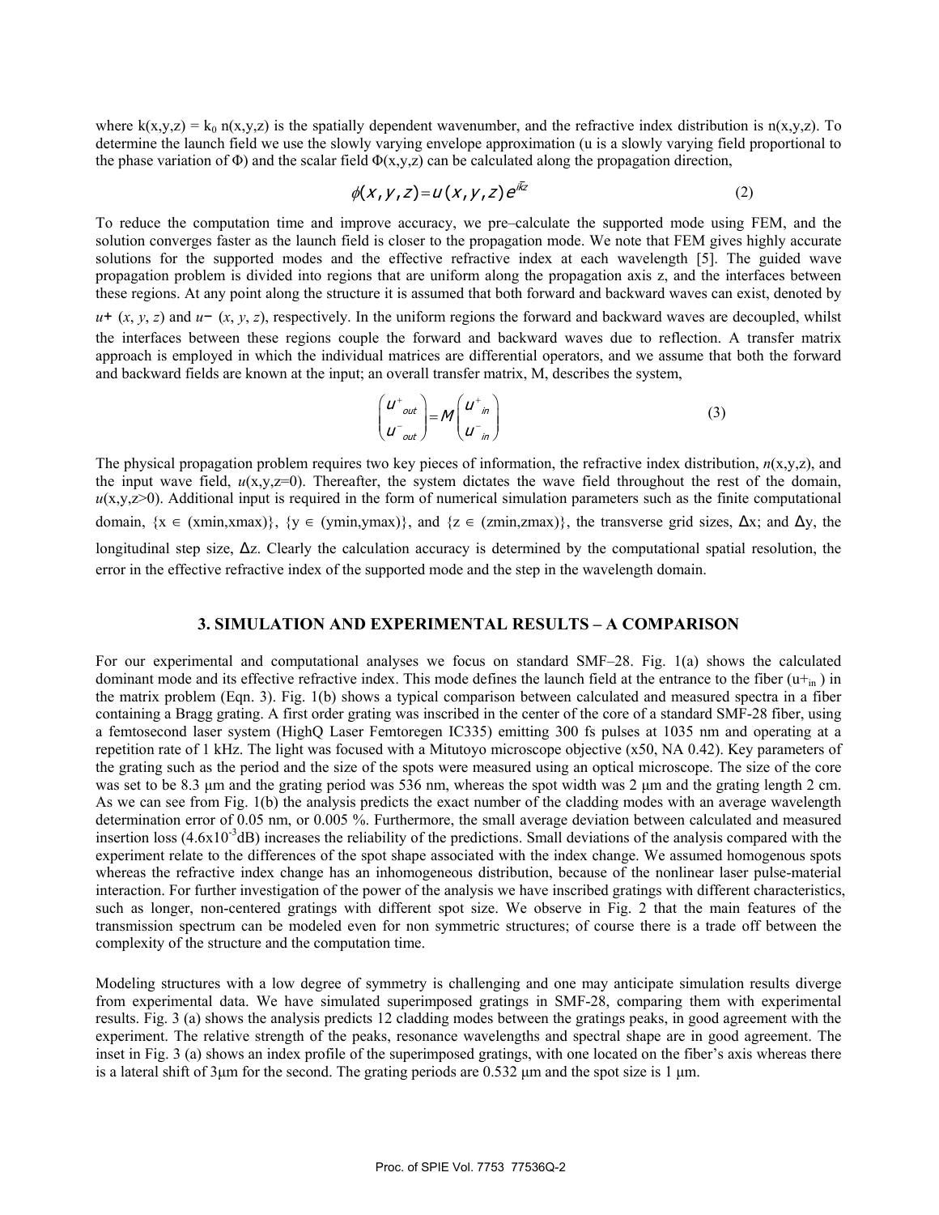where $k(x,y,z) = k_0\, n(x,y,z)$ is the spatially dependent wavenumber, and the refractive index distribution is $n(x,y,z)$. To determine the launch field we use the slowly varying envelope approximation ($u$ is a slowly varying field proportional to the phase variation of $\Phi$) and the scalar field $\Phi(x,y,z)$ can be calculated along the propagation direction,

$$\phi(x,y,z) = u(x,y,z)\, e^{i\bar{k}z} \tag{2}$$

To reduce the computation time and improve accuracy, we pre–calculate the supported mode using FEM, and the solution converges faster as the launch field is closer to the propagation mode. We note that FEM gives highly accurate solutions for the supported modes and the effective refractive index at each wavelength [5]. The guided wave propagation problem is divided into regions that are uniform along the propagation axis z, and the interfaces between these regions. At any point along the structure it is assumed that both forward and backward waves can exist, denoted by $u^+(x, y, z)$ and $u^-(x, y, z)$, respectively. In the uniform regions the forward and backward waves are decoupled, whilst the interfaces between these regions couple the forward and backward waves due to reflection. A transfer matrix approach is employed in which the individual matrices are differential operators, and we assume that both the forward and backward fields are known at the input; an overall transfer matrix, M, describes the system,

$$\begin{pmatrix} u^+_{out} \\ u^-_{out} \end{pmatrix} = M \begin{pmatrix} u^+_{in} \\ u^-_{in} \end{pmatrix} \tag{3}$$

The physical propagation problem requires two key pieces of information, the refractive index distribution, $n(x,y,z)$, and the input wave field, $u(x,y,z=0)$. Thereafter, the system dictates the wave field throughout the rest of the domain, $u(x,y,z>0)$. Additional input is required in the form of numerical simulation parameters such as the finite computational domain, $\{x \in (xmin,xmax)\}$, $\{y \in (ymin,ymax)\}$, and $\{z \in (zmin,zmax)\}$, the transverse grid sizes, $\Delta x$; and $\Delta y$, the longitudinal step size, $\Delta z$. Clearly the calculation accuracy is determined by the computational spatial resolution, the error in the effective refractive index of the supported mode and the step in the wavelength domain.

## 3. SIMULATION AND EXPERIMENTAL RESULTS – A COMPARISON

For our experimental and computational analyses we focus on standard SMF–28. Fig. 1(a) shows the calculated dominant mode and its effective refractive index. This mode defines the launch field at the entrance to the fiber ($u^+_{in}$) in the matrix problem (Eqn. 3). Fig. 1(b) shows a typical comparison between calculated and measured spectra in a fiber containing a Bragg grating. A first order grating was inscribed in the center of the core of a standard SMF-28 fiber, using a femtosecond laser system (HighQ Laser Femtoregen IC335) emitting 300 fs pulses at 1035 nm and operating at a repetition rate of 1 kHz. The light was focused with a Mitutoyo microscope objective (x50, NA 0.42). Key parameters of the grating such as the period and the size of the spots were measured using an optical microscope. The size of the core was set to be 8.3 µm and the grating period was 536 nm, whereas the spot width was 2 µm and the grating length 2 cm. As we can see from Fig. 1(b) the analysis predicts the exact number of the cladding modes with an average wavelength determination error of 0.05 nm, or 0.005 %. Furthermore, the small average deviation between calculated and measured insertion loss ($4.6\times10^{-3}$dB) increases the reliability of the predictions. Small deviations of the analysis compared with the experiment relate to the differences of the spot shape associated with the index change. We assumed homogenous spots whereas the refractive index change has an inhomogeneous distribution, because of the nonlinear laser pulse-material interaction. For further investigation of the power of the analysis we have inscribed gratings with different characteristics, such as longer, non-centered gratings with different spot size. We observe in Fig. 2 that the main features of the transmission spectrum can be modeled even for non symmetric structures; of course there is a trade off between the complexity of the structure and the computation time.

Modeling structures with a low degree of symmetry is challenging and one may anticipate simulation results diverge from experimental data. We have simulated superimposed gratings in SMF-28, comparing them with experimental results. Fig. 3 (a) shows the analysis predicts 12 cladding modes between the gratings peaks, in good agreement with the experiment. The relative strength of the peaks, resonance wavelengths and spectral shape are in good agreement. The inset in Fig. 3 (a) shows an index profile of the superimposed gratings, with one located on the fiber's axis whereas there is a lateral shift of 3µm for the second. The grating periods are 0.532 µm and the spot size is 1 µm.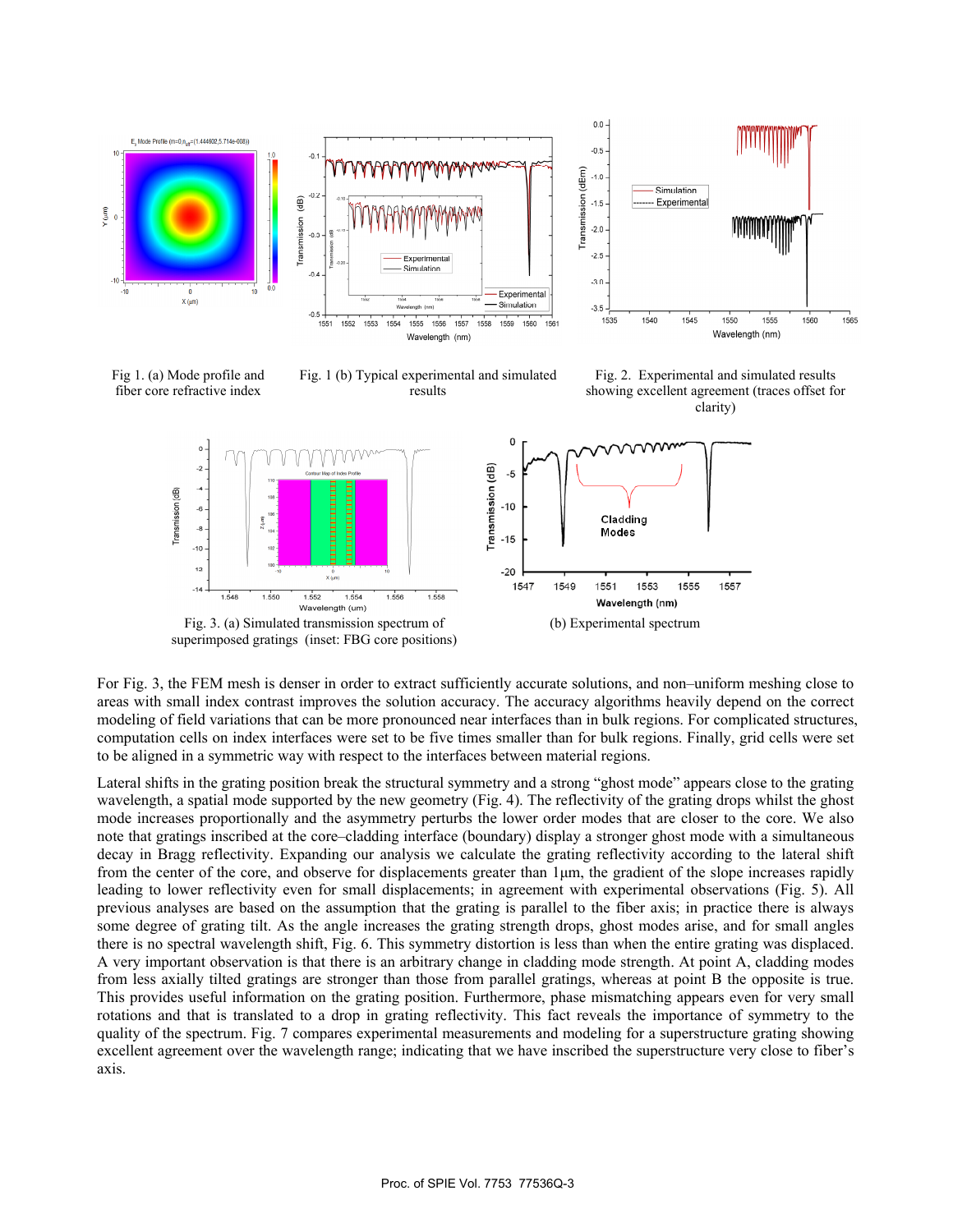Fig 1. (a) Mode profile and fiber core refractive index

Fig. 1 (b) Typical experimental and simulated results

Fig. 2. Experimental and simulated results showing excellent agreement (traces offset for clarity)

Fig. 3. (a) Simulated transmission spectrum of superimposed gratings (inset: FBG core positions)

(b) Experimental spectrum

For Fig. 3, the FEM mesh is denser in order to extract sufficiently accurate solutions, and non–uniform meshing close to areas with small index contrast improves the solution accuracy. The accuracy algorithms heavily depend on the correct modeling of field variations that can be more pronounced near interfaces than in bulk regions. For complicated structures, computation cells on index interfaces were set to be five times smaller than for bulk regions. Finally, grid cells were set to be aligned in a symmetric way with respect to the interfaces between material regions.

Lateral shifts in the grating position break the structural symmetry and a strong "ghost mode" appears close to the grating wavelength, a spatial mode supported by the new geometry (Fig. 4). The reflectivity of the grating drops whilst the ghost mode increases proportionally and the asymmetry perturbs the lower order modes that are closer to the core. We also note that gratings inscribed at the core–cladding interface (boundary) display a stronger ghost mode with a simultaneous decay in Bragg reflectivity. Expanding our analysis we calculate the grating reflectivity according to the lateral shift from the center of the core, and observe for displacements greater than 1μm, the gradient of the slope increases rapidly leading to lower reflectivity even for small displacements; in agreement with experimental observations (Fig. 5). All previous analyses are based on the assumption that the grating is parallel to the fiber axis; in practice there is always some degree of grating tilt. As the angle increases the grating strength drops, ghost modes arise, and for small angles there is no spectral wavelength shift, Fig. 6. This symmetry distortion is less than when the entire grating was displaced. A very important observation is that there is an arbitrary change in cladding mode strength. At point A, cladding modes from less axially tilted gratings are stronger than those from parallel gratings, whereas at point B the opposite is true. This provides useful information on the grating position. Furthermore, phase mismatching appears even for very small rotations and that is translated to a drop in grating reflectivity. This fact reveals the importance of symmetry to the quality of the spectrum. Fig. 7 compares experimental measurements and modeling for a superstructure grating showing excellent agreement over the wavelength range; indicating that we have inscribed the superstructure very close to fiber's axis.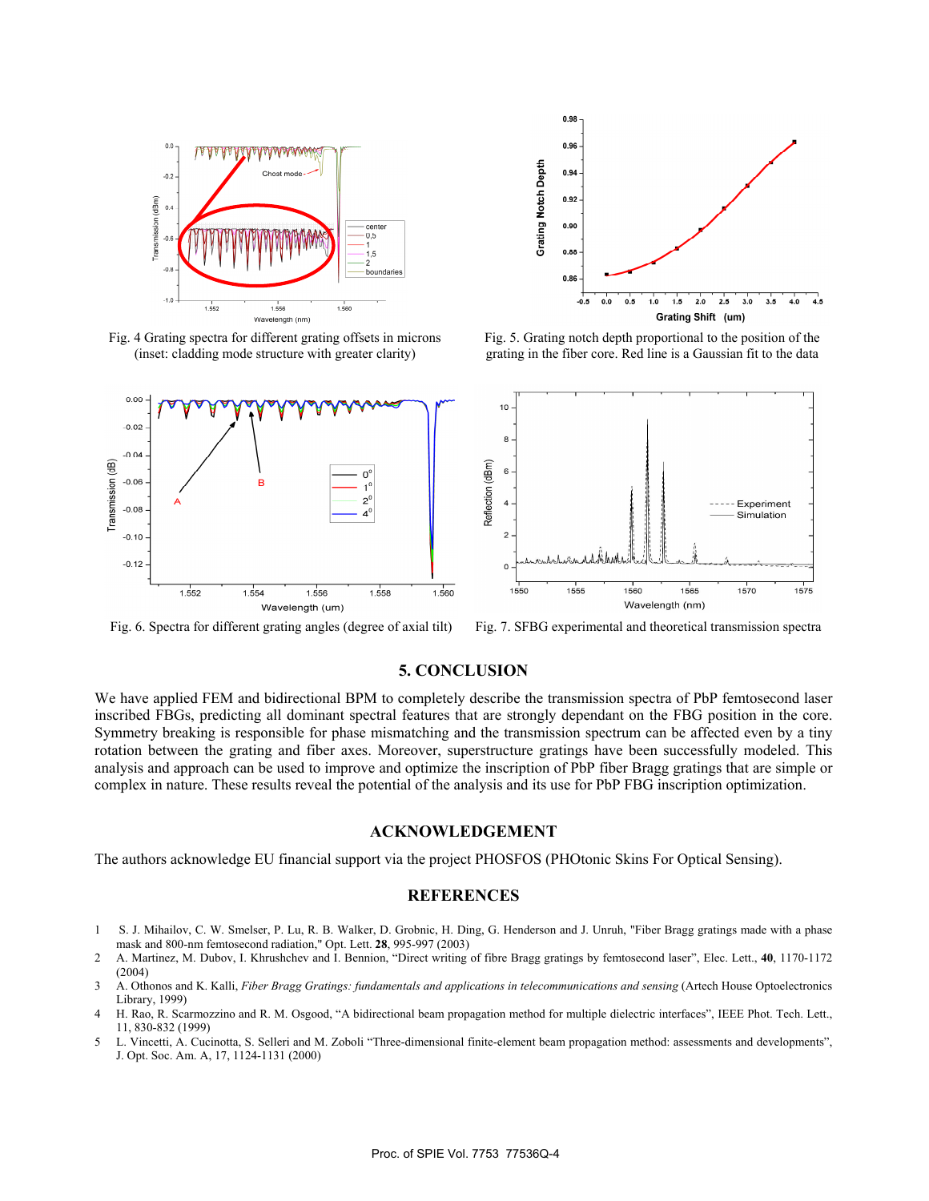Wavelength (nm)

Transmission (dBm)

Ghost mode

center
0,5
1
1,5
2
boundaries

Fig. 4 Grating spectra for different grating offsets in microns (inset: cladding mode structure with greater clarity)

Grating Notch Depth

Grating Shift (um)

Fig. 5. Grating notch depth proportional to the position of the grating in the fiber core. Red line is a Gaussian fit to the data

Transmission (dB)

Wavelength (um)

A

B

0°
1°
2°
4°

Fig. 6. Spectra for different grating angles (degree of axial tilt)

Reflection (dBm)

Wavelength (nm)

Experiment
Simulation

Fig. 7. SFBG experimental and theoretical transmission spectra

## 5. CONCLUSION

We have applied FEM and bidirectional BPM to completely describe the transmission spectra of PbP femtosecond laser inscribed FBGs, predicting all dominant spectral features that are strongly dependant on the FBG position in the core. Symmetry breaking is responsible for phase mismatching and the transmission spectrum can be affected even by a tiny rotation between the grating and fiber axes. Moreover, superstructure gratings have been successfully modeled. This analysis and approach can be used to improve and optimize the inscription of PbP fiber Bragg gratings that are simple or complex in nature. These results reveal the potential of the analysis and its use for PbP FBG inscription optimization.

## ACKNOWLEDGEMENT

The authors acknowledge EU financial support via the project PHOSFOS (PHOtonic Skins For Optical Sensing).

## REFERENCES

1. S. J. Mihailov, C. W. Smelser, P. Lu, R. B. Walker, D. Grobnic, H. Ding, G. Henderson and J. Unruh, "Fiber Bragg gratings made with a phase mask and 800-nm femtosecond radiation," Opt. Lett. **28**, 995-997 (2003)
2. A. Martinez, M. Dubov, I. Khrushchev and I. Bennion, "Direct writing of fibre Bragg gratings by femtosecond laser", Elec. Lett., **40**, 1170-1172 (2004)
3. A. Othonos and K. Kalli, *Fiber Bragg Gratings: fundamentals and applications in telecommunications and sensing* (Artech House Optoelectronics Library, 1999)
4. H. Rao, R. Scarmozzino and R. M. Osgood, "A bidirectional beam propagation method for multiple dielectric interfaces", IEEE Phot. Tech. Lett., 11, 830-832 (1999)
5. L. Vincetti, A. Cucinotta, S. Selleri and M. Zoboli "Three-dimensional finite-element beam propagation method: assessments and developments", J. Opt. Soc. Am. A, 17, 1124-1131 (2000)